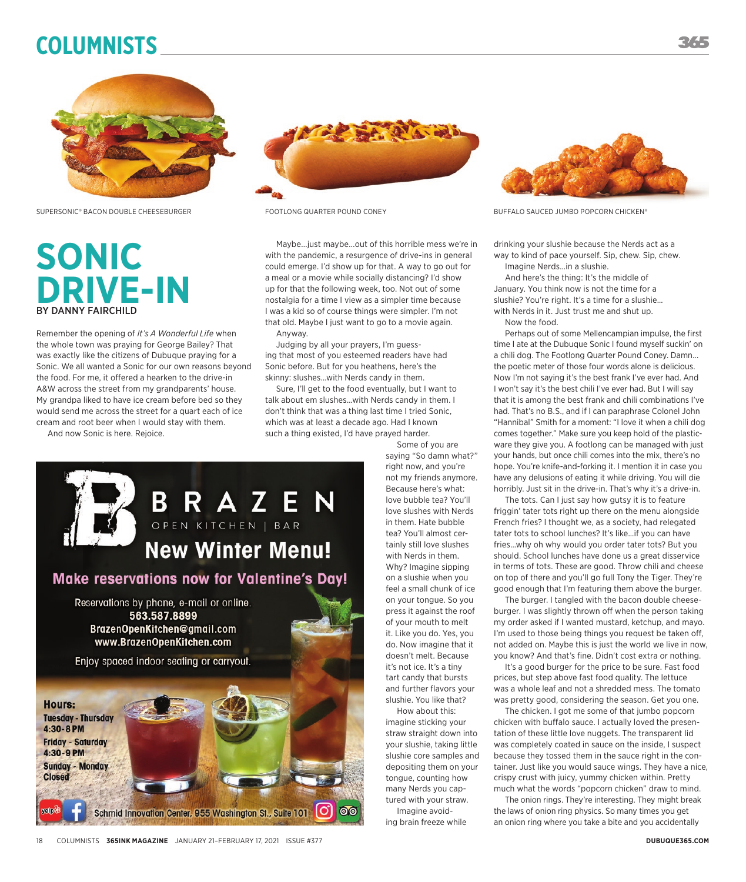# COLUMNISTS

SUPERSONIC® BACON DOUBLE CHEESEBURGER

FOOTLONG QUARTER POUND CONEY

BUFFALO SAUCED JUMBO POPCORN CHICKEN®

# SONIC DRIVE-IN

BY DANNY FAIRCHILD

Remember the opening of *It's A Wonderful Life* when the whole town was praying for George Bailey? That was exactly like the citizens of Dubuque praying for a Sonic. We all wanted a Sonic for our own reasons beyond the food. For me, it offered a hearken to the drive-in A&W across the street from my grandparents' house. My grandpa liked to have ice cream before bed so they would send me across the street for a quart each of ice cream and root beer when I would stay with them.

And now Sonic is here. Rejoice.

Maybe…just maybe…out of this horrible mess we're in with the pandemic, a resurgence of drive-ins in general could emerge. I'd show up for that. A way to go out for a meal or a movie while socially distancing? I'd show up for that the following week, too. Not out of some nostalgia for a time I view as a simpler time because I was a kid so of course things were simpler. I'm not that old. Maybe I just want to go to a movie again.

Anyway.

Judging by all your prayers, I'm guessing that most of you esteemed readers have had Sonic before. But for you heathens, here's the skinny: slushes…with Nerds candy in them.

Sure, I'll get to the food eventually, but I want to talk about em slushes…with Nerds candy in them. I don't think that was a thing last time I tried Sonic, which was at least a decade ago. Had I known such a thing existed, I'd have prayed harder.

Some of you are saying "So damn what?" right now, and you're not my friends anymore. Because here's what: love bubble tea? You'll love slushes with Nerds in them. Hate bubble tea? You'll almost certainly still love slushes with Nerds in them. Why? Imagine sipping on a slushie when you feel a small chunk of ice on your tongue. So you press it against the roof of your mouth to melt it. Like you do. Yes, you do. Now imagine that it doesn't melt. Because it's not ice. It's a tiny tart candy that bursts and further flavors your slushie. You like that?

How about this: imagine sticking your straw straight down into your slushie, taking little slushie core samples and depositing them on your tongue, counting how many Nerds you captured with your straw.

Imagine avoiding brain freeze while drinking your slushie because the Nerds act as a way to kind of pace yourself. Sip, chew. Sip, chew.

Imagine Nerds…in a slushie.

And here's the thing: It's the middle of January. You think now is not the time for a slushie? You're right. It's a time for a slushie… with Nerds in it. Just trust me and shut up.

Now the food.

Perhaps out of some Mellencampian impulse, the first time I ate at the Dubuque Sonic I found myself suckin' on a chili dog. The Footlong Quarter Pound Coney. Damn… the poetic meter of those four words alone is delicious. Now I'm not saying it's the best frank I've ever had. And I won't say it's the best chili I've ever had. But I will say that it is among the best frank and chili combinations I've had. That's no B.S., and if I can paraphrase Colonel John "Hannibal" Smith for a moment: "I love it when a chili dog comes together." Make sure you keep hold of the plasticware they give you. A footlong can be managed with just your hands, but once chili comes into the mix, there's no hope. You're knife-and-forking it. I mention it in case you have any delusions of eating it while driving. You will die horribly. Just sit in the drive-in. That's why it's a drive-in.

The tots. Can I just say how gutsy it is to feature friggin' tater tots right up there on the menu alongside French fries? I thought we, as a society, had relegated tater tots to school lunches? It's like…if you can have fries…why oh why would you order tater tots? But you should. School lunches have done us a great disservice in terms of tots. These are good. Throw chili and cheese on top of there and you'll go full Tony the Tiger. They're good enough that I'm featuring them above the burger.

The burger. I tangled with the bacon double cheeseburger. I was slightly thrown off when the person taking my order asked if I wanted mustard, ketchup, and mayo. I'm used to those being things you request be taken off, not added on. Maybe this is just the world we live in now, you know? And that's fine. Didn't cost extra or nothing.

It's a good burger for the price to be sure. Fast food prices, but step above fast food quality. The lettuce was a whole leaf and not a shredded mess. The tomato was pretty good, considering the season. Get you one.

The chicken. I got me some of that jumbo popcorn chicken with buffalo sauce. I actually loved the presentation of these little love nuggets. The transparent lid was completely coated in sauce on the inside, I suspect because they tossed them in the sauce right in the container. Just like you would sauce wings. They have a nice, crispy crust with juicy, yummy chicken within. Pretty much what the words "popcorn chicken" draw to mind.

The onion rings. They're interesting. They might break the laws of onion ring physics. So many times you get an onion ring where you take a bite and you accidentally

---

**BRAZEN**
OPEN KITCHEN | BAR

**New Winter Menu!**

**Make reservations now for Valentine's Day!**

Reservations by phone, e-mail or online.
**563.587.8899**
**BrazenOpenKitchen@gmail.com**
**www.BrazenOpenKitchen.com**

Enjoy spaced indoor seating or carryout.

**Hours:**
**Tuesday - Thursday 4:30-8 PM**
**Friday - Saturday 4:30-9 PM**
**Sunday - Monday Closed**

Schmid Innovation Center, 955 Washington St., Suite 101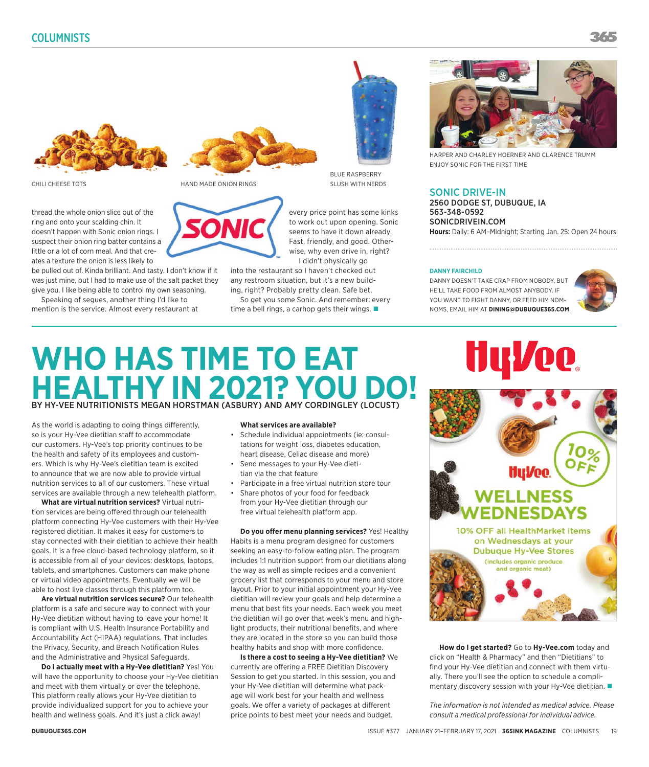CHILI CHEESE TOTS

HAND MADE ONION RINGS

BLUE RASPBERRY SLUSH WITH NERDS

thread the whole onion slice out of the ring and onto your scalding chin. It doesn't happen with Sonic onion rings. I suspect their onion ring batter contains a little or a lot of corn meal. And that creates a texture the onion is less likely to be pulled out of. Kinda brilliant. And tasty. I don't know if it was just mine, but I had to make use of the salt packet they give you. I like being able to control my own seasoning.

Speaking of segues, another thing I'd like to mention is the service. Almost every restaurant at every price point has some kinks to work out upon opening. Sonic seems to have it down already. Fast, friendly, and good. Otherwise, why even drive in, right?

I didn't physically go into the restaurant so I haven't checked out any restroom situation, but it's a new building, right? Probably pretty clean. Safe bet.

So get you some Sonic. And remember: every time a bell rings, a carhop gets their wings. ■

HARPER AND CHARLEY HOERNER AND CLARENCE TRUMM ENJOY SONIC FOR THE FIRST TIME

## SONIC DRIVE-IN

**2560 DODGE ST, DUBUQUE, IA**
**563-348-0592**
**SONICDRIVEIN.COM**
**Hours:** Daily: 6 AM–Midnight; Starting Jan. 25: Open 24 hours

**DANNY FAIRCHILD**

DANNY DOESN'T TAKE CRAP FROM NOBODY, BUT HE'LL TAKE FOOD FROM ALMOST ANYBODY. IF YOU WANT TO FIGHT DANNY, OR FEED HIM NOM-NOMS, EMAIL HIM AT **DINING@DUBUQUE365.COM**.

# WHO HAS TIME TO EAT HEALTHY IN 2021? YOU DO!

**BY HY-VEE NUTRITIONISTS MEGAN HORSTMAN (ASBURY) AND AMY CORDINGLEY (LOCUST)**

As the world is adapting to doing things differently, so is your Hy-Vee dietitian staff to accommodate our customers. Hy-Vee's top priority continues to be the health and safety of its employees and customers. Which is why Hy-Vee's dietitian team is excited to announce that we are now able to provide virtual nutrition services to all of our customers. These virtual services are available through a new telehealth platform.

**What are virtual nutrition services?** Virtual nutrition services are being offered through our telehealth platform connecting Hy-Vee customers with their Hy-Vee registered dietitian. It makes it easy for customers to stay connected with their dietitian to achieve their health goals. It is a free cloud-based technology platform, so it is accessible from all of your devices: desktops, laptops, tablets, and smartphones. Customers can make phone or virtual video appointments. Eventually we will be able to host live classes through this platform too.

**Are virtual nutrition services secure?** Our telehealth platform is a safe and secure way to connect with your Hy-Vee dietitian without having to leave your home! It is compliant with U.S. Health Insurance Portability and Accountability Act (HIPAA) regulations. That includes the Privacy, Security, and Breach Notification Rules and the Administrative and Physical Safeguards.

**Do I actually meet with a Hy-Vee dietitian?** Yes! You will have the opportunity to choose your Hy-Vee dietitian and meet with them virtually or over the telephone. This platform really allows your Hy-Vee dietitian to provide individualized support for you to achieve your health and wellness goals. And it's just a click away!

**What services are available?**

- Schedule individual appointments (ie: consultations for weight loss, diabetes education, heart disease, Celiac disease and more)
- Send messages to your Hy-Vee dietitian via the chat feature
- Participate in a free virtual nutrition store tour
- Share photos of your food for feedback from your Hy-Vee dietitian through our free virtual telehealth platform app.

**Do you offer menu planning services?** Yes! Healthy Habits is a menu program designed for customers seeking an easy-to-follow eating plan. The program includes 1:1 nutrition support from our dietitians along the way as well as simple recipes and a convenient grocery list that corresponds to your menu and store layout. Prior to your initial appointment your Hy-Vee dietitian will review your goals and help determine a menu that best fits your needs. Each week you meet the dietitian will go over that week's menu and highlight products, their nutritional benefits, and where they are located in the store so you can build those healthy habits and shop with more confidence.

**Is there a cost to seeing a Hy-Vee dietitian?** We currently are offering a FREE Dietitian Discovery Session to get you started. In this session, you and your Hy-Vee dietitian will determine what package will work best for your health and wellness goals. We offer a variety of packages at different price points to best meet your needs and budget.

**How do I get started?** Go to **Hy-Vee.com** today and click on "Health & Pharmacy" and then "Dietitians" to find your Hy-Vee dietitian and connect with them virtually. There you'll see the option to schedule a complimentary discovery session with your Hy-Vee dietitian. ■

*The information is not intended as medical advice. Please consult a medical professional for individual advice.*